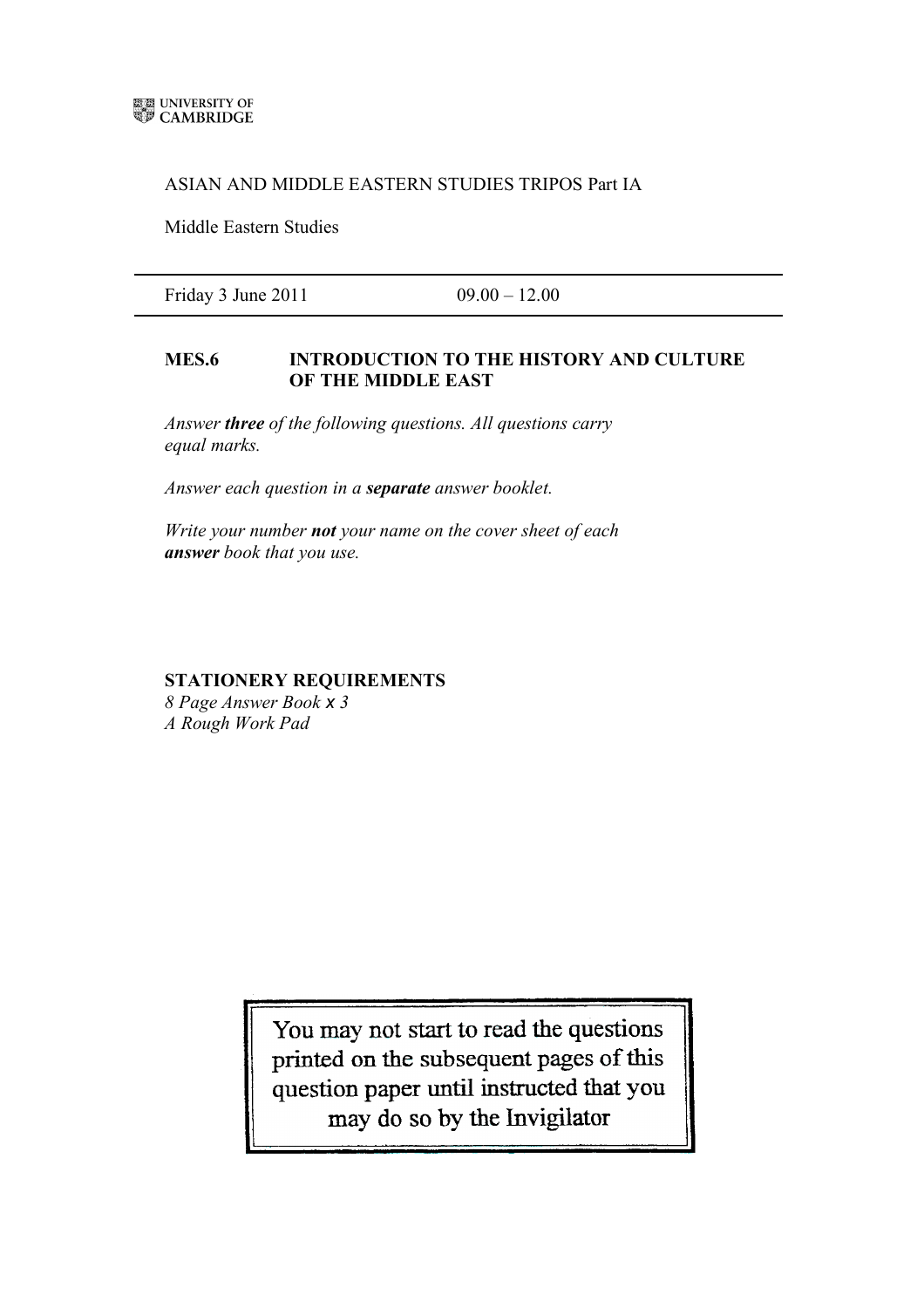UNIVERSITY OF CAMBRIDGE

ASIAN AND MIDDLE EASTERN STUDIES TRIPOS Part IA

Middle Eastern Studies

---

Friday 3 June 2011 09.00 – 12.00

---

**MES.6 INTRODUCTION TO THE HISTORY AND CULTURE OF THE MIDDLE EAST**

*Answer **three** of the following questions. All questions carry equal marks.*

*Answer each question in a **separate** answer booklet.*

*Write your number **not** your name on the cover sheet of each **answer** book that you use.*

**STATIONERY REQUIREMENTS**
*8 Page Answer Book x 3*
*A Rough Work Pad*

You may not start to read the questions printed on the subsequent pages of this question paper until instructed that you may do so by the Invigilator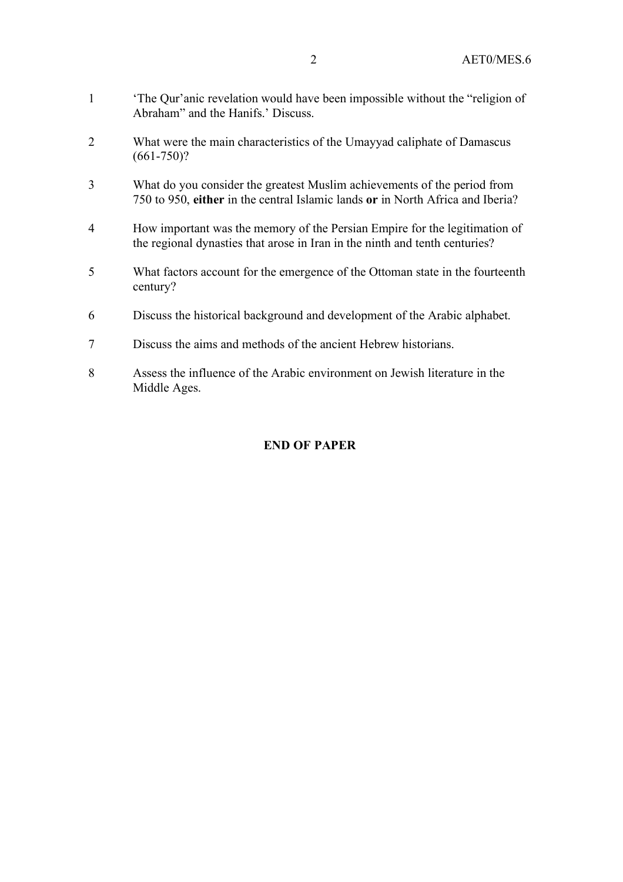1 ‘The Qur’anic revelation would have been impossible without the “religion of Abraham” and the Hanifs.’ Discuss.

2 What were the main characteristics of the Umayyad caliphate of Damascus (661-750)?

3 What do you consider the greatest Muslim achievements of the period from 750 to 950, **either** in the central Islamic lands **or** in North Africa and Iberia?

4 How important was the memory of the Persian Empire for the legitimation of the regional dynasties that arose in Iran in the ninth and tenth centuries?

5 What factors account for the emergence of the Ottoman state in the fourteenth century?

6 Discuss the historical background and development of the Arabic alphabet.

7 Discuss the aims and methods of the ancient Hebrew historians.

8 Assess the influence of the Arabic environment on Jewish literature in the Middle Ages.

**END OF PAPER**